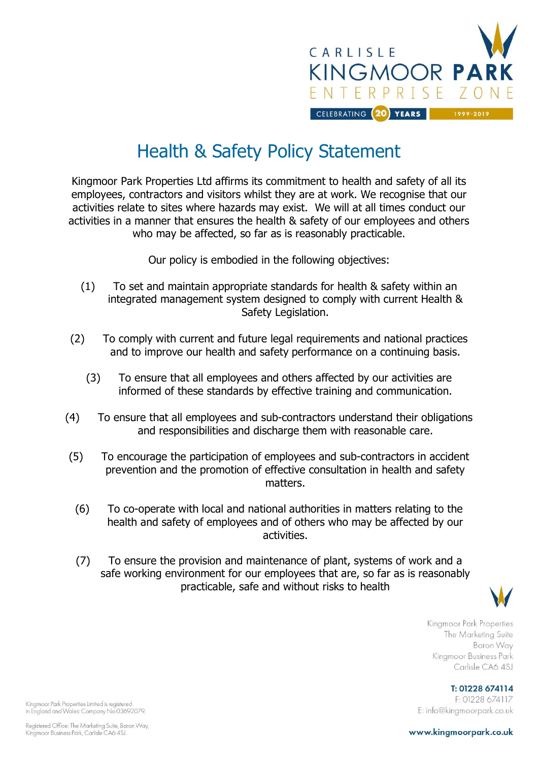CARLISLE KINGMOOR PARK ENTERPRISE ZONE
CELEBRATING 20 YEARS 1999-2019

# Health & Safety Policy Statement

Kingmoor Park Properties Ltd affirms its commitment to health and safety of all its employees, contractors and visitors whilst they are at work. We recognise that our activities relate to sites where hazards may exist. We will at all times conduct our activities in a manner that ensures the health & safety of our employees and others who may be affected, so far as is reasonably practicable.

Our policy is embodied in the following objectives:

(1) To set and maintain appropriate standards for health & safety within an integrated management system designed to comply with current Health & Safety Legislation.

(2) To comply with current and future legal requirements and national practices and to improve our health and safety performance on a continuing basis.

(3) To ensure that all employees and others affected by our activities are informed of these standards by effective training and communication.

(4) To ensure that all employees and sub-contractors understand their obligations and responsibilities and discharge them with reasonable care.

(5) To encourage the participation of employees and sub-contractors in accident prevention and the promotion of effective consultation in health and safety matters.

(6) To co-operate with local and national authorities in matters relating to the health and safety of employees and of others who may be affected by our activities.

(7) To ensure the provision and maintenance of plant, systems of work and a safe working environment for our employees that are, so far as is reasonably practicable, safe and without risks to health

Kingmoor Park Properties
The Marketing Suite
Baron Way
Kingmoor Business Park
Carlisle CA6 4SJ

**T: 01228 674114**
F: 01228 674117
E: info@kingmoorpark.co.uk

Kingmoor Park Properties Limited is registered in England and Wales: Company No 03692079.

Registered Office: The Marketing Suite, Baron Way, Kingmoor Business Park, Carlisle CA6 4SJ.

**www.kingmoorpark.co.uk**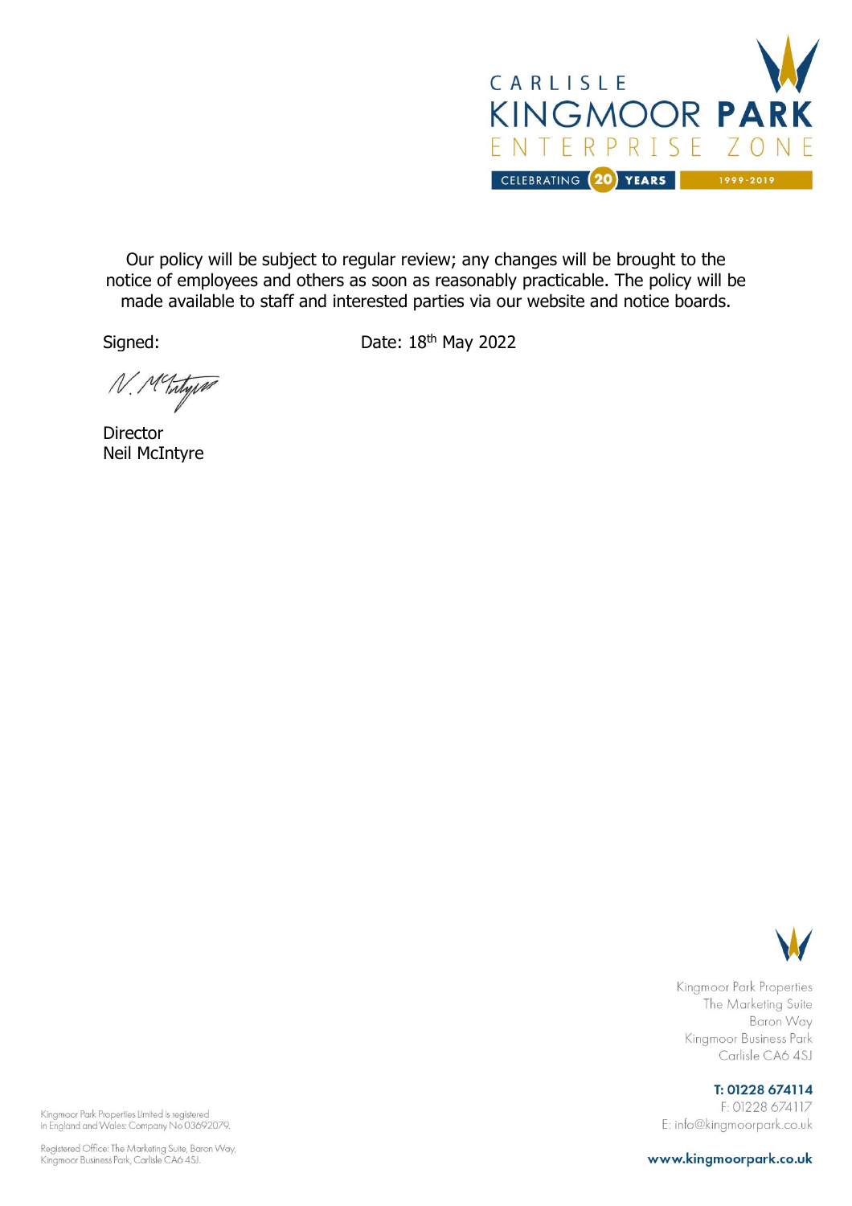Our policy will be subject to regular review; any changes will be brought to the notice of employees and others as soon as reasonably practicable. The policy will be made available to staff and interested parties via our website and notice boards.

Signed: Date: 18th May 2022

Director
Neil McIntyre